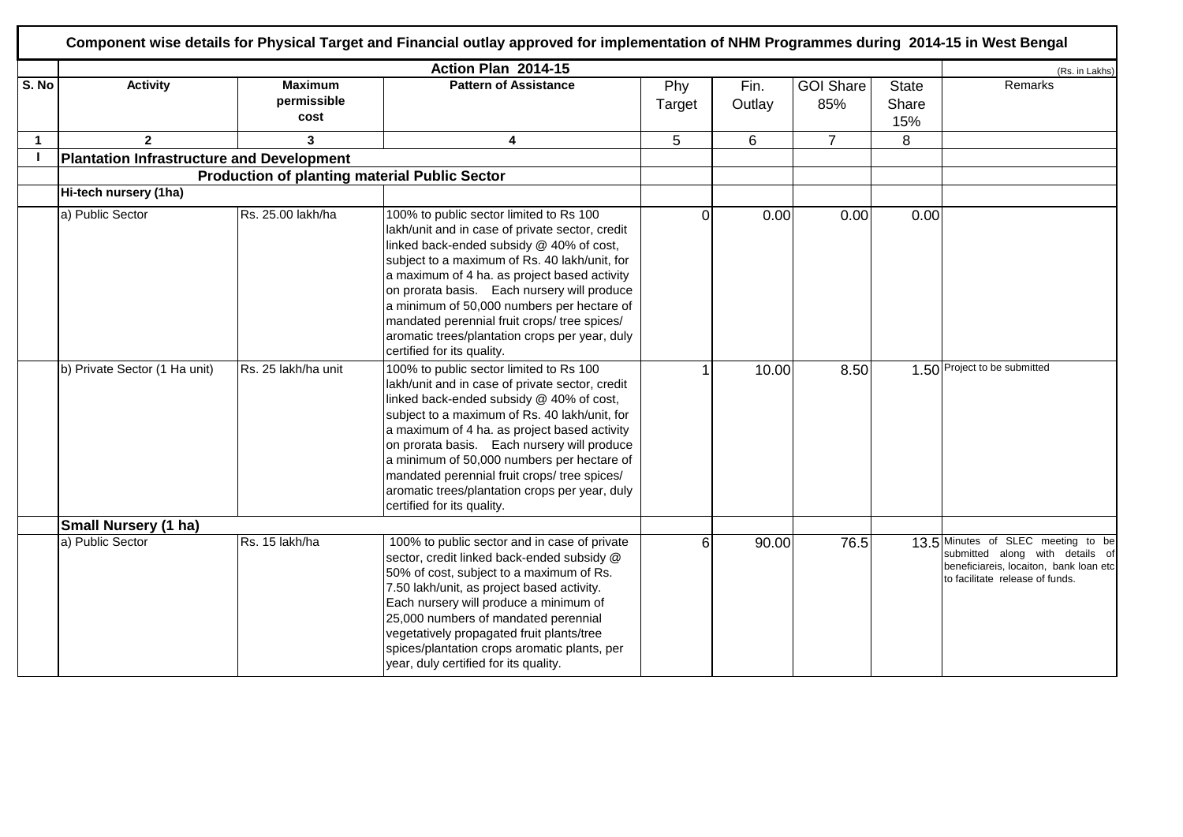# Component wise details for Physical Target and Financial outlay approved for implementation of NHM Programmes during 2014-15 in West Bengal

**Action Plan 2014-15**

(Rs. in Lakhs)

| S. No | Activity | Maximum permissible cost | Pattern of Assistance | Phy Target | Fin. Outlay | GOI Share 85% | State Share 15% | Remarks |
|---|---|---|---|---|---|---|---|---|
| 1 | 2 | 3 | 4 | 5 | 6 | 7 | 8 | |
| I | **Plantation Infrastructure and Development** | | | | | | | |
| | | **Production of planting material Public Sector** | | | | | | |
| | **Hi-tech nursery (1ha)** | | | | | | | |
| | a) Public Sector | Rs. 25.00 lakh/ha | 100% to public sector limited to Rs 100 lakh/unit and in case of private sector, credit linked back-ended subsidy @ 40% of cost, subject to a maximum of Rs. 40 lakh/unit, for a maximum of 4 ha. as project based activity on prorata basis. Each nursery will produce a minimum of 50,000 numbers per hectare of mandated perennial fruit crops/ tree spices/ aromatic trees/plantation crops per year, duly certified for its quality. | 0 | 0.00 | 0.00 | 0.00 | |
| | b) Private Sector (1 Ha unit) | Rs. 25 lakh/ha unit | 100% to public sector limited to Rs 100 lakh/unit and in case of private sector, credit linked back-ended subsidy @ 40% of cost, subject to a maximum of Rs. 40 lakh/unit, for a maximum of 4 ha. as project based activity on prorata basis. Each nursery will produce a minimum of 50,000 numbers per hectare of mandated perennial fruit crops/ tree spices/ aromatic trees/plantation crops per year, duly certified for its quality. | 1 | 10.00 | 8.50 | 1.50 | Project to be submitted |
| | **Small Nursery (1 ha)** | | | | | | | |
| | a) Public Sector | Rs. 15 lakh/ha | 100% to public sector and in case of private sector, credit linked back-ended subsidy @ 50% of cost, subject to a maximum of Rs. 7.50 lakh/unit, as project based activity. Each nursery will produce a minimum of 25,000 numbers of mandated perennial vegetatively propagated fruit plants/tree spices/plantation crops aromatic plants, per year, duly certified for its quality. | 6 | 90.00 | 76.5 | 13.5 | Minutes of SLEC meeting to be submitted along with details of beneficiareis, locaiton, bank loan etc to facilitate release of funds. |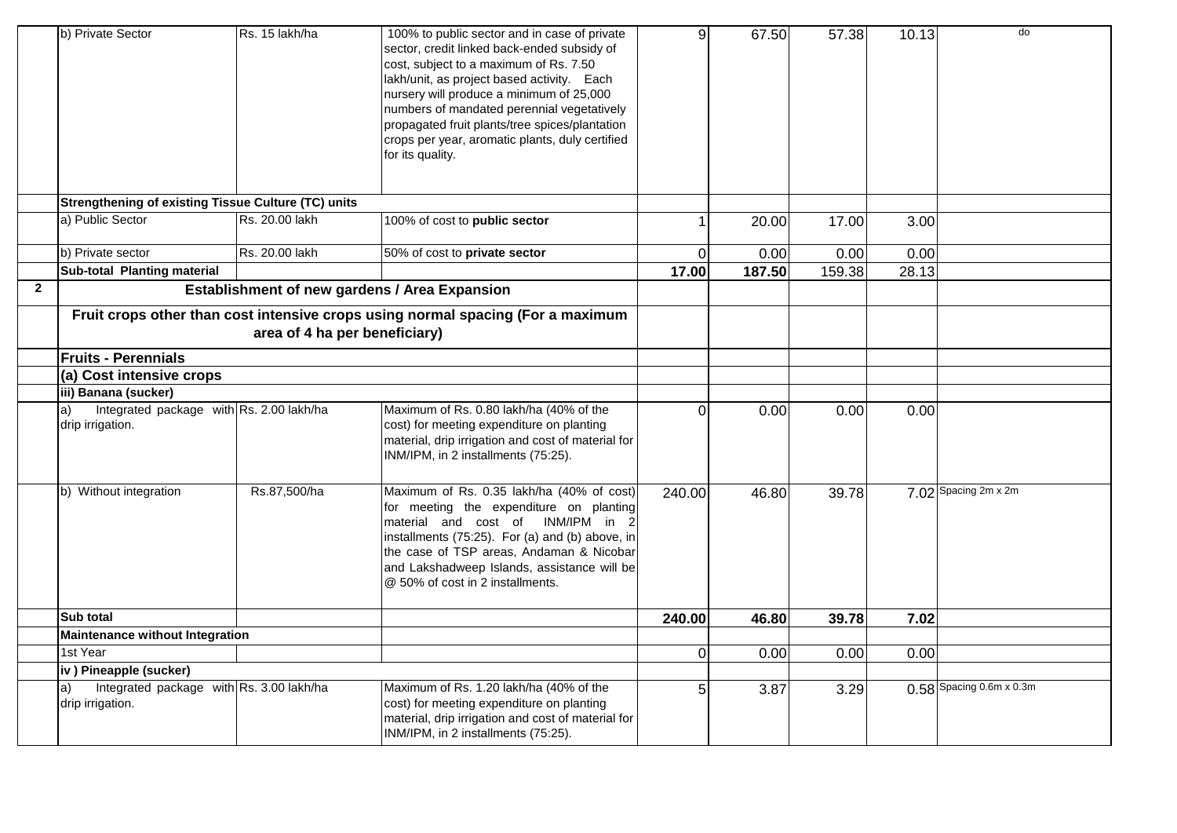| | | | | | | | | |
|---|---|---|---|---|---|---|---|---|
| | b) Private Sector | Rs. 15 lakh/ha | 100% to public sector and in case of private sector, credit linked back-ended subsidy of cost, subject to a maximum of Rs. 7.50 lakh/unit, as project based activity. Each nursery will produce a minimum of 25,000 numbers of mandated perennial vegetatively propagated fruit plants/tree spices/plantation crops per year, aromatic plants, duly certified for its quality. | 9 | 67.50 | 57.38 | 10.13 | do |
| | **Strengthening of existing Tissue Culture (TC) units** | | | | | | | |
| | a) Public Sector | Rs. 20.00 lakh | 100% of cost to **public sector** | 1 | 20.00 | 17.00 | 3.00 | |
| | b) Private sector | Rs. 20.00 lakh | 50% of cost to **private sector** | 0 | 0.00 | 0.00 | 0.00 | |
| | **Sub-total Planting material** | | | **17.00** | **187.50** | 159.38 | 28.13 | |
| **2** | **Establishment of new gardens / Area Expansion** | | | | | | | |
| | **Fruit crops other than cost intensive crops using normal spacing (For a maximum area of 4 ha per beneficiary)** | | | | | | | |
| | **Fruits - Perennials** | | | | | | | |
| | **(a) Cost intensive crops** | | | | | | | |
| | **iii) Banana (sucker)** | | | | | | | |
| | a) Integrated package with drip irrigation. | Rs. 2.00 lakh/ha | Maximum of Rs. 0.80 lakh/ha (40% of the cost) for meeting expenditure on planting material, drip irrigation and cost of material for INM/IPM, in 2 installments (75:25). | 0 | 0.00 | 0.00 | 0.00 | |
| | b) Without integration | Rs.87,500/ha | Maximum of Rs. 0.35 lakh/ha (40% of cost) for meeting the expenditure on planting material and cost of INM/IPM in 2 installments (75:25). For (a) and (b) above, in the case of TSP areas, Andaman & Nicobar and Lakshadweep Islands, assistance will be @ 50% of cost in 2 installments. | 240.00 | 46.80 | 39.78 | 7.02 | Spacing 2m x 2m |
| | **Sub total** | | | **240.00** | **46.80** | **39.78** | **7.02** | |
| | **Maintenance without Integration** | | | | | | | |
| | 1st Year | | | 0 | 0.00 | 0.00 | 0.00 | |
| | **iv ) Pineapple (sucker)** | | | | | | | |
| | a) Integrated package with drip irrigation. | Rs. 3.00 lakh/ha | Maximum of Rs. 1.20 lakh/ha (40% of the cost) for meeting expenditure on planting material, drip irrigation and cost of material for INM/IPM, in 2 installments (75:25). | 5 | 3.87 | 3.29 | 0.58 | Spacing 0.6m x 0.3m |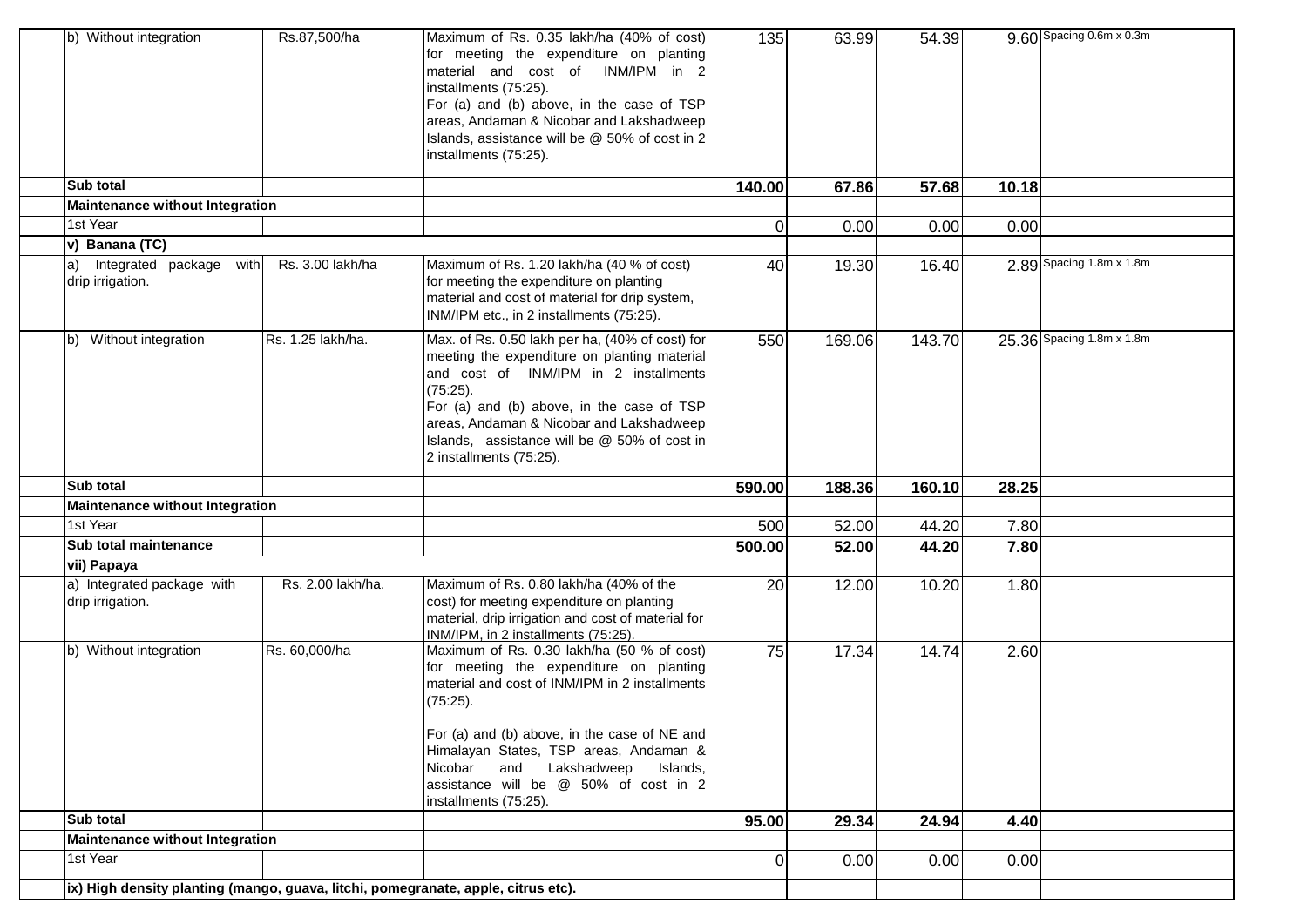| | | | | | | | |
|---|---|---|---|---|---|---|---|
| b) Without integration | Rs.87,500/ha | Maximum of Rs. 0.35 lakh/ha (40% of cost) for meeting the expenditure on planting material and cost of INM/IPM in 2 installments (75:25). For (a) and (b) above, in the case of TSP areas, Andaman & Nicobar and Lakshadweep Islands, assistance will be @ 50% of cost in 2 installments (75:25). | 135 | 63.99 | 54.39 | 9.60 | Spacing 0.6m x 0.3m |
| **Sub total** | | | **140.00** | **67.86** | **57.68** | **10.18** | |
| **Maintenance without Integration** | | | | | | | |
| 1st Year | | | 0 | 0.00 | 0.00 | 0.00 | |
| **v) Banana (TC)** | | | | | | | |
| a) Integrated package with drip irrigation. | Rs. 3.00 lakh/ha | Maximum of Rs. 1.20 lakh/ha (40 % of cost) for meeting the expenditure on planting material and cost of material for drip system, INM/IPM etc., in 2 installments (75:25). | 40 | 19.30 | 16.40 | 2.89 | Spacing 1.8m x 1.8m |
| b) Without integration | Rs. 1.25 lakh/ha. | Max. of Rs. 0.50 lakh per ha, (40% of cost) for meeting the expenditure on planting material and cost of INM/IPM in 2 installments (75:25). For (a) and (b) above, in the case of TSP areas, Andaman & Nicobar and Lakshadweep Islands, assistance will be @ 50% of cost in 2 installments (75:25). | 550 | 169.06 | 143.70 | 25.36 | Spacing 1.8m x 1.8m |
| **Sub total** | | | **590.00** | **188.36** | **160.10** | **28.25** | |
| **Maintenance without Integration** | | | | | | | |
| 1st Year | | | 500 | 52.00 | 44.20 | 7.80 | |
| **Sub total maintenance** | | | **500.00** | **52.00** | **44.20** | **7.80** | |
| **vii) Papaya** | | | | | | | |
| a) Integrated package with drip irrigation. | Rs. 2.00 lakh/ha. | Maximum of Rs. 0.80 lakh/ha (40% of the cost) for meeting expenditure on planting material, drip irrigation and cost of material for INM/IPM, in 2 installments (75:25). | 20 | 12.00 | 10.20 | 1.80 | |
| b) Without integration | Rs. 60,000/ha | Maximum of Rs. 0.30 lakh/ha (50 % of cost) for meeting the expenditure on planting material and cost of INM/IPM in 2 installments (75:25). For (a) and (b) above, in the case of NE and Himalayan States, TSP areas, Andaman & Nicobar and Lakshadweep Islands, assistance will be @ 50% of cost in 2 installments (75:25). | 75 | 17.34 | 14.74 | 2.60 | |
| **Sub total** | | | **95.00** | **29.34** | **24.94** | **4.40** | |
| **Maintenance without Integration** | | | | | | | |
| 1st Year | | | 0 | 0.00 | 0.00 | 0.00 | |
| **ix) High density planting (mango, guava, litchi, pomegranate, apple, citrus etc).** | | | | | | | |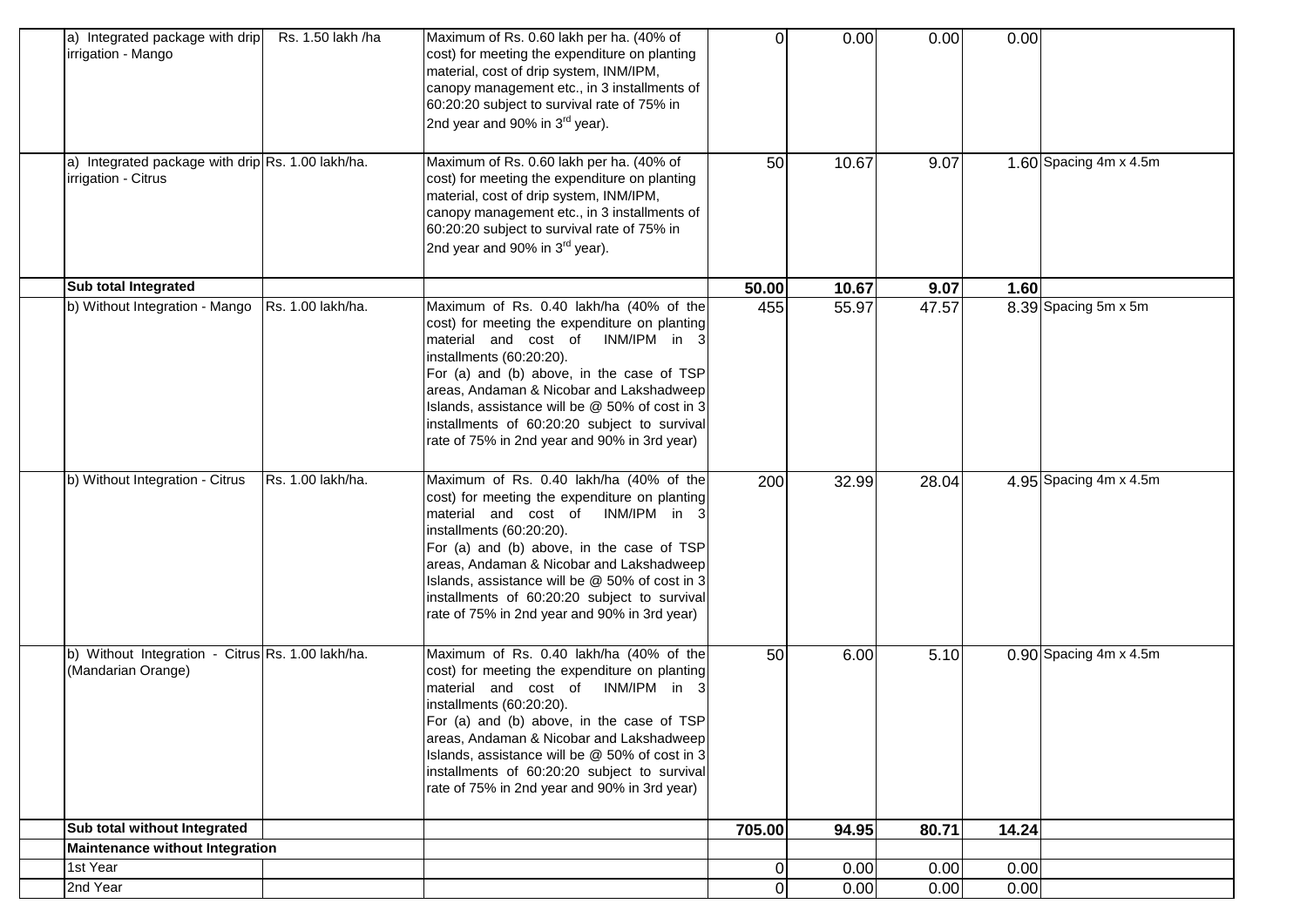| | | | | | | | |
|---|---|---|---|---|---|---|---|
| | a) Integrated package with drip irrigation - Mango | Rs. 1.50 lakh /ha | Maximum of Rs. 0.60 lakh per ha. (40% of cost) for meeting the expenditure on planting material, cost of drip system, INM/IPM, canopy management etc., in 3 installments of 60:20:20 subject to survival rate of 75% in 2nd year and 90% in 3rd year). | 0 | 0.00 | 0.00 | 0.00 | |
| | a) Integrated package with drip irrigation - Citrus | Rs. 1.00 lakh/ha. | Maximum of Rs. 0.60 lakh per ha. (40% of cost) for meeting the expenditure on planting material, cost of drip system, INM/IPM, canopy management etc., in 3 installments of 60:20:20 subject to survival rate of 75% in 2nd year and 90% in 3rd year). | 50 | 10.67 | 9.07 | 1.60 | Spacing 4m x 4.5m |
| | **Sub total Integrated** | | | **50.00** | **10.67** | **9.07** | **1.60** | |
| | b) Without Integration - Mango | Rs. 1.00 lakh/ha. | Maximum of Rs. 0.40 lakh/ha (40% of the cost) for meeting the expenditure on planting material and cost of INM/IPM in 3 installments (60:20:20). For (a) and (b) above, in the case of TSP areas, Andaman & Nicobar and Lakshadweep Islands, assistance will be @ 50% of cost in 3 installments of 60:20:20 subject to survival rate of 75% in 2nd year and 90% in 3rd year) | 455 | 55.97 | 47.57 | 8.39 | Spacing 5m x 5m |
| | b) Without Integration - Citrus | Rs. 1.00 lakh/ha. | Maximum of Rs. 0.40 lakh/ha (40% of the cost) for meeting the expenditure on planting material and cost of INM/IPM in 3 installments (60:20:20). For (a) and (b) above, in the case of TSP areas, Andaman & Nicobar and Lakshadweep Islands, assistance will be @ 50% of cost in 3 installments of 60:20:20 subject to survival rate of 75% in 2nd year and 90% in 3rd year) | 200 | 32.99 | 28.04 | 4.95 | Spacing 4m x 4.5m |
| | b) Without Integration - Citrus (Mandarian Orange) | Rs. 1.00 lakh/ha. | Maximum of Rs. 0.40 lakh/ha (40% of the cost) for meeting the expenditure on planting material and cost of INM/IPM in 3 installments (60:20:20). For (a) and (b) above, in the case of TSP areas, Andaman & Nicobar and Lakshadweep Islands, assistance will be @ 50% of cost in 3 installments of 60:20:20 subject to survival rate of 75% in 2nd year and 90% in 3rd year) | 50 | 6.00 | 5.10 | 0.90 | Spacing 4m x 4.5m |
| | **Sub total without Integrated** | | | **705.00** | **94.95** | **80.71** | **14.24** | |
| | **Maintenance without Integration** | | | | | | | |
| | 1st Year | | | 0 | 0.00 | 0.00 | 0.00 | |
| | 2nd Year | | | 0 | 0.00 | 0.00 | 0.00 | |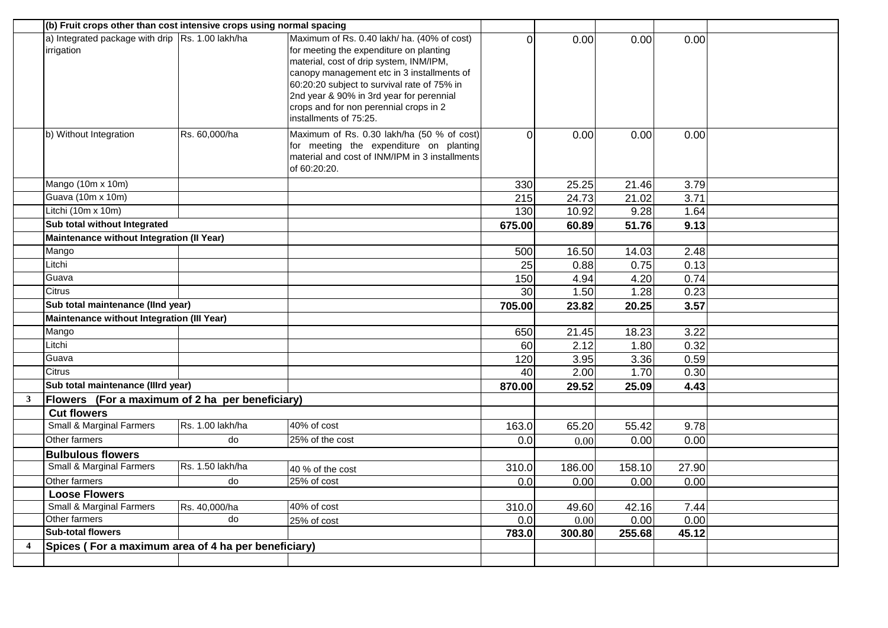| | | | | | | | | |
|---|---|---|---|---|---|---|---|---|
| | **(b) Fruit crops other than cost intensive crops using normal spacing** | | | | | | | |
| | a) Integrated package with drip irrigation | Rs. 1.00 lakh/ha | Maximum of Rs. 0.40 lakh/ ha. (40% of cost) for meeting the expenditure on planting material, cost of drip system, INM/IPM, canopy management etc in 3 installments of 60:20:20 subject to survival rate of 75% in 2nd year & 90% in 3rd year for perennial crops and for non perennial crops in 2 installments of 75:25. | 0 | 0.00 | 0.00 | 0.00 | |
| | b) Without Integration | Rs. 60,000/ha | Maximum of Rs. 0.30 lakh/ha (50 % of cost) for meeting the expenditure on planting material and cost of INM/IPM in 3 installments of 60:20:20. | 0 | 0.00 | 0.00 | 0.00 | |
| | Mango (10m x 10m) | | | 330 | 25.25 | 21.46 | 3.79 | |
| | Guava (10m x 10m) | | | 215 | 24.73 | 21.02 | 3.71 | |
| | Litchi (10m x 10m) | | | 130 | 10.92 | 9.28 | 1.64 | |
| | **Sub total without Integrated** | | | **675.00** | **60.89** | **51.76** | **9.13** | |
| | **Maintenance without Integration (II Year)** | | | | | | | |
| | Mango | | | 500 | 16.50 | 14.03 | 2.48 | |
| | Litchi | | | 25 | 0.88 | 0.75 | 0.13 | |
| | Guava | | | 150 | 4.94 | 4.20 | 0.74 | |
| | Citrus | | | 30 | 1.50 | 1.28 | 0.23 | |
| | **Sub total maintenance (IInd year)** | | | **705.00** | **23.82** | **20.25** | **3.57** | |
| | **Maintenance without Integration (III Year)** | | | | | | | |
| | Mango | | | 650 | 21.45 | 18.23 | 3.22 | |
| | Litchi | | | 60 | 2.12 | 1.80 | 0.32 | |
| | Guava | | | 120 | 3.95 | 3.36 | 0.59 | |
| | Citrus | | | 40 | 2.00 | 1.70 | 0.30 | |
| | **Sub total maintenance (IIIrd year)** | | | **870.00** | **29.52** | **25.09** | **4.43** | |
| **3** | **Flowers (For a maximum of 2 ha per beneficiary)** | | | | | | | |
| | **Cut flowers** | | | | | | | |
| | Small & Marginal Farmers | Rs. 1.00 lakh/ha | 40% of cost | 163.0 | 65.20 | 55.42 | 9.78 | |
| | Other farmers | do | 25% of the cost | 0.0 | 0.00 | 0.00 | 0.00 | |
| | **Bulbulous flowers** | | | | | | | |
| | Small & Marginal Farmers | Rs. 1.50 lakh/ha | 40 % of the cost | 310.0 | 186.00 | 158.10 | 27.90 | |
| | Other farmers | do | 25% of cost | 0.0 | 0.00 | 0.00 | 0.00 | |
| | **Loose Flowers** | | | | | | | |
| | Small & Marginal Farmers | Rs. 40,000/ha | 40% of cost | 310.0 | 49.60 | 42.16 | 7.44 | |
| | Other farmers | do | 25% of cost | 0.0 | 0.00 | 0.00 | 0.00 | |
| | **Sub-total flowers** | | | **783.0** | **300.80** | **255.68** | **45.12** | |
| **4** | **Spices ( For a maximum area of 4 ha per beneficiary)** | | | | | | | |
| | | | | | | | | |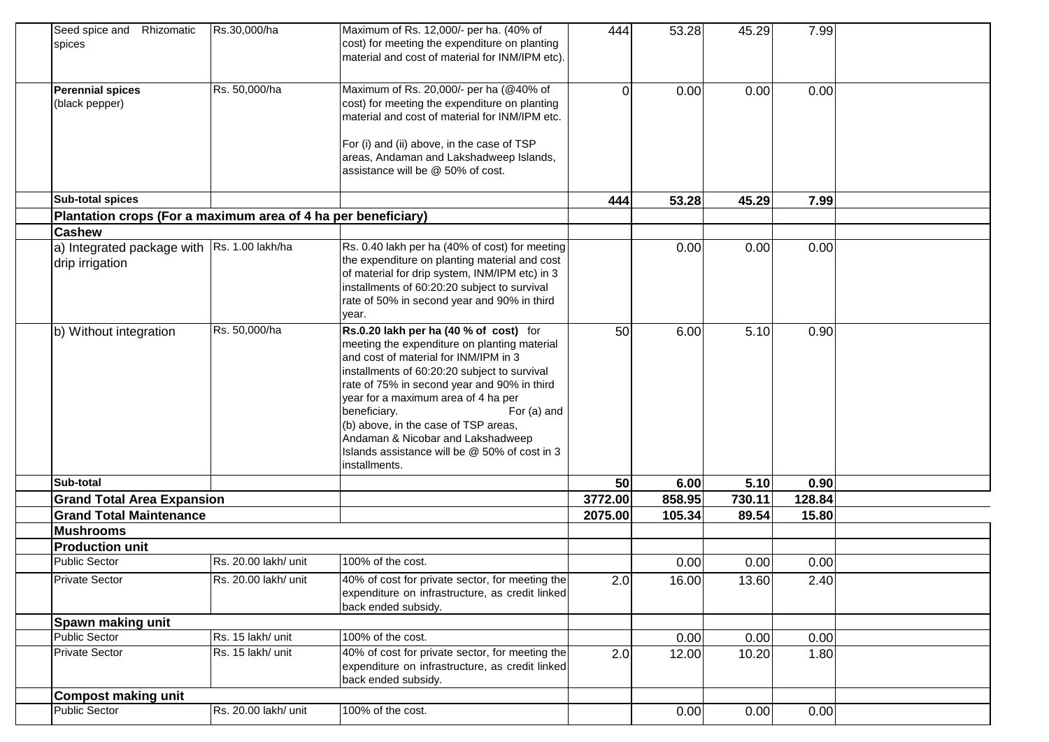| | | | | | | | |
|---|---|---|---|---|---|---|---|
| Seed spice and Rhizomatic spices | Rs.30,000/ha | Maximum of Rs. 12,000/- per ha. (40% of cost) for meeting the expenditure on planting material and cost of material for INM/IPM etc). | 444 | 53.28 | 45.29 | 7.99 | |
| **Perennial spices** (black pepper) | Rs. 50,000/ha | Maximum of Rs. 20,000/- per ha (@40% of cost) for meeting the expenditure on planting material and cost of material for INM/IPM etc. For (i) and (ii) above, in the case of TSP areas, Andaman and Lakshadweep Islands, assistance will be @ 50% of cost. | 0 | 0.00 | 0.00 | 0.00 | |
| **Sub-total spices** | | | **444** | **53.28** | **45.29** | **7.99** | |
| **Plantation crops (For a maximum area of 4 ha per beneficiary)** | | | | | | | |
| **Cashew** | | | | | | | |
| a) Integrated package with drip irrigation | Rs. 1.00 lakh/ha | Rs. 0.40 lakh per ha (40% of cost) for meeting the expenditure on planting material and cost of material for drip system, INM/IPM etc) in 3 installments of 60:20:20 subject to survival rate of 50% in second year and 90% in third year. | | 0.00 | 0.00 | 0.00 | |
| b) Without integration | Rs. 50,000/ha | **Rs.0.20 lakh per ha (40 % of cost)** for meeting the expenditure on planting material and cost of material for INM/IPM in 3 installments of 60:20:20 subject to survival rate of 75% in second year and 90% in third year for a maximum area of 4 ha per beneficiary. For (a) and (b) above, in the case of TSP areas, Andaman & Nicobar and Lakshadweep Islands assistance will be @ 50% of cost in 3 installments. | 50 | 6.00 | 5.10 | 0.90 | |
| **Sub-total** | | | **50** | **6.00** | **5.10** | **0.90** | |
| **Grand Total Area Expansion** | | | **3772.00** | **858.95** | **730.11** | **128.84** | |
| **Grand Total Maintenance** | | | **2075.00** | **105.34** | **89.54** | **15.80** | |
| **Mushrooms** | | | | | | | |
| **Production unit** | | | | | | | |
| Public Sector | Rs. 20.00 lakh/ unit | 100% of the cost. | | 0.00 | 0.00 | 0.00 | |
| Private Sector | Rs. 20.00 lakh/ unit | 40% of cost for private sector, for meeting the expenditure on infrastructure, as credit linked back ended subsidy. | 2.0 | 16.00 | 13.60 | 2.40 | |
| **Spawn making unit** | | | | | | | |
| Public Sector | Rs. 15 lakh/ unit | 100% of the cost. | | 0.00 | 0.00 | 0.00 | |
| Private Sector | Rs. 15 lakh/ unit | 40% of cost for private sector, for meeting the expenditure on infrastructure, as credit linked back ended subsidy. | 2.0 | 12.00 | 10.20 | 1.80 | |
| **Compost making unit** | | | | | | | |
| Public Sector | Rs. 20.00 lakh/ unit | 100% of the cost. | | 0.00 | 0.00 | 0.00 | |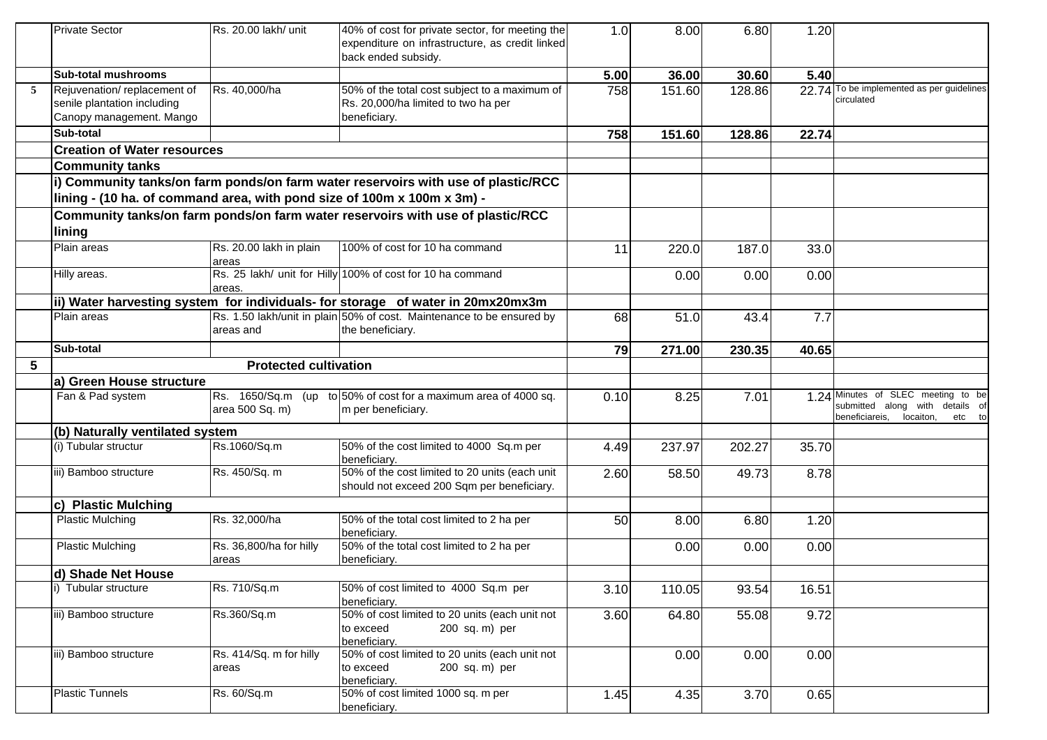|   |   |   |   |   |   |   |   |   |
|---|---|---|---|---|---|---|---|---|
|   | Private Sector | Rs. 20.00 lakh/ unit | 40% of cost for private sector, for meeting the expenditure on infrastructure, as credit linked back ended subsidy. | 1.0 | 8.00 | 6.80 | 1.20 |   |
|   | **Sub-total mushrooms** |   |   | **5.00** | **36.00** | **30.60** | **5.40** |   |
| 5 | Rejuvenation/ replacement of senile plantation including Canopy management. Mango | Rs. 40,000/ha | 50% of the total cost subject to a maximum of Rs. 20,000/ha limited to two ha per beneficiary. | 758 | 151.60 | 128.86 | 22.74 | To be implemented as per guidelines circulated |
|   | **Sub-total** |   |   | **758** | **151.60** | **128.86** | **22.74** |   |
|   | **Creation of Water resources** |   |   |   |   |   |   |   |
|   | **Community tanks** |   |   |   |   |   |   |   |
|   | **i) Community tanks/on farm ponds/on farm water reservoirs with use of plastic/RCC lining - (10 ha. of command area, with pond size of 100m x 100m x 3m) -** |   |   |   |   |   |   |   |
|   | **Community tanks/on farm ponds/on farm water reservoirs with use of plastic/RCC lining** |   |   |   |   |   |   |   |
|   | Plain areas | Rs. 20.00 lakh in plain areas | 100% of cost for 10 ha command | 11 | 220.0 | 187.0 | 33.0 |   |
|   | Hilly areas. | Rs. 25 lakh/ unit for Hilly areas. | 100% of cost for 10 ha command |   | 0.00 | 0.00 | 0.00 |   |
|   | **ii) Water harvesting system for individuals- for storage of water in 20mx20mx3m** |   |   |   |   |   |   |   |
|   | Plain areas | Rs. 1.50 lakh/unit in plain areas and | 50% of cost. Maintenance to be ensured by the beneficiary. | 68 | 51.0 | 43.4 | 7.7 |   |
|   | **Sub-total** |   |   | **79** | **271.00** | **230.35** | **40.65** |   |
| **5** | **Protected cultivation** |   |   |   |   |   |   |   |
|   | **a) Green House structure** |   |   |   |   |   |   |   |
|   | Fan & Pad system | Rs. 1650/Sq.m (up to area 500 Sq. m) | 50% of cost for a maximum area of 4000 sq. m per beneficiary. | 0.10 | 8.25 | 7.01 | 1.24 | Minutes of SLEC meeting to be submitted along with details of beneficiareis, locaiton, etc to |
|   | **(b) Naturally ventilated system** |   |   |   |   |   |   |   |
|   | (i) Tubular structur | Rs.1060/Sq.m | 50% of the cost limited to 4000 Sq.m per beneficiary. | 4.49 | 237.97 | 202.27 | 35.70 |   |
|   | iii) Bamboo structure | Rs. 450/Sq. m | 50% of the cost limited to 20 units (each unit should not exceed 200 Sqm per beneficiary. | 2.60 | 58.50 | 49.73 | 8.78 |   |
|   | **c) Plastic Mulching** |   |   |   |   |   |   |   |
|   | Plastic Mulching | Rs. 32,000/ha | 50% of the total cost limited to 2 ha per beneficiary. | 50 | 8.00 | 6.80 | 1.20 |   |
|   | Plastic Mulching | Rs. 36,800/ha for hilly areas | 50% of the total cost limited to 2 ha per beneficiary. |   | 0.00 | 0.00 | 0.00 |   |
|   | **d) Shade Net House** |   |   |   |   |   |   |   |
|   | i) Tubular structure | Rs. 710/Sq.m | 50% of cost limited to 4000 Sq.m per beneficiary. | 3.10 | 110.05 | 93.54 | 16.51 |   |
|   | iii) Bamboo structure | Rs.360/Sq.m | 50% of cost limited to 20 units (each unit not to exceed 200 sq. m) per beneficiary. | 3.60 | 64.80 | 55.08 | 9.72 |   |
|   | iii) Bamboo structure | Rs. 414/Sq. m for hilly areas | 50% of cost limited to 20 units (each unit not to exceed 200 sq. m) per beneficiary. |   | 0.00 | 0.00 | 0.00 |   |
|   | Plastic Tunnels | Rs. 60/Sq.m | 50% of cost limited 1000 sq. m per beneficiary. | 1.45 | 4.35 | 3.70 | 0.65 |   |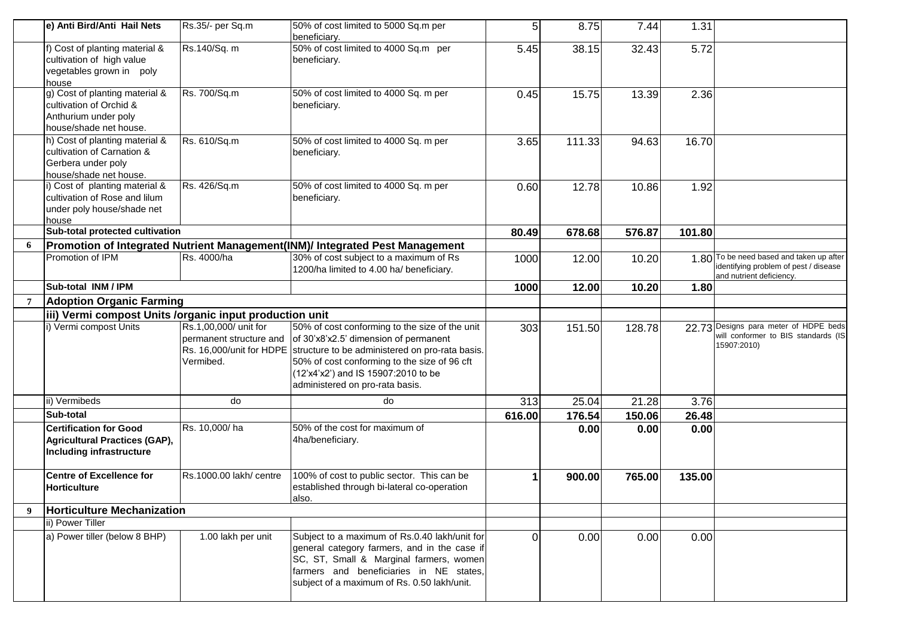| | | | | | | | | |
|---|---|---|---|---|---|---|---|---|
| | e) Anti Bird/Anti Hail Nets | Rs.35/- per Sq.m | 50% of cost limited to 5000 Sq.m per beneficiary. | 5 | 8.75 | 7.44 | 1.31 | |
| | f) Cost of planting material & cultivation of high value vegetables grown in poly house | Rs.140/Sq. m | 50% of cost limited to 4000 Sq.m per beneficiary. | 5.45 | 38.15 | 32.43 | 5.72 | |
| | g) Cost of planting material & cultivation of Orchid & Anthurium under poly house/shade net house. | Rs. 700/Sq.m | 50% of cost limited to 4000 Sq. m per beneficiary. | 0.45 | 15.75 | 13.39 | 2.36 | |
| | h) Cost of planting material & cultivation of Carnation & Gerbera under poly house/shade net house. | Rs. 610/Sq.m | 50% of cost limited to 4000 Sq. m per beneficiary. | 3.65 | 111.33 | 94.63 | 16.70 | |
| | i) Cost of planting material & cultivation of Rose and lilum under poly house/shade net house | Rs. 426/Sq.m | 50% of cost limited to 4000 Sq. m per beneficiary. | 0.60 | 12.78 | 10.86 | 1.92 | |
| | **Sub-total protected cultivation** | | | **80.49** | **678.68** | **576.87** | **101.80** | |
| **6** | **Promotion of Integrated Nutrient Management(INM)/ Integrated Pest Management** | | | | | | | |
| | Promotion of IPM | Rs. 4000/ha | 30% of cost subject to a maximum of Rs 1200/ha limited to 4.00 ha/ beneficiary. | 1000 | 12.00 | 10.20 | 1.80 | To be need based and taken up after identifying problem of pest / disease and nutrient deficiency. |
| | **Sub-total INM / IPM** | | | **1000** | **12.00** | **10.20** | **1.80** | |
| **7** | **Adoption Organic Farming** | | | | | | | |
| | **iii) Vermi compost Units /organic input production unit** | | | | | | | |
| | i) Vermi compost Units | Rs.1,00,000/ unit for permanent structure and Rs. 16,000/unit for HDPE Vermibed. | 50% of cost conforming to the size of the unit of 30'x8'x2.5' dimension of permanent structure to be administered on pro-rata basis. 50% of cost conforming to the size of 96 cft (12'x4'x2') and IS 15907:2010 to be administered on pro-rata basis. | 303 | 151.50 | 128.78 | 22.73 | Designs para meter of HDPE beds will conformer to BIS standards (IS 15907:2010) |
| | ii) Vermibeds | do | do | 313 | 25.04 | 21.28 | 3.76 | |
| | **Sub-total** | | | **616.00** | **176.54** | **150.06** | **26.48** | |
| | **Certification for Good Agricultural Practices (GAP), Including infrastructure** | Rs. 10,000/ ha | 50% of the cost for maximum of 4ha/beneficiary. | | **0.00** | **0.00** | **0.00** | |
| | **Centre of Excellence for Horticulture** | Rs.1000.00 lakh/ centre | 100% of cost to public sector. This can be established through bi-lateral co-operation also. | **1** | **900.00** | **765.00** | **135.00** | |
| **9** | **Horticulture Mechanization** | | | | | | | |
| | ii) Power Tiller | | | | | | | |
| | a) Power tiller (below 8 BHP) | 1.00 lakh per unit | Subject to a maximum of Rs.0.40 lakh/unit for general category farmers, and in the case if SC, ST, Small & Marginal farmers, women farmers and beneficiaries in NE states, subject of a maximum of Rs. 0.50 lakh/unit. | 0 | 0.00 | 0.00 | 0.00 | |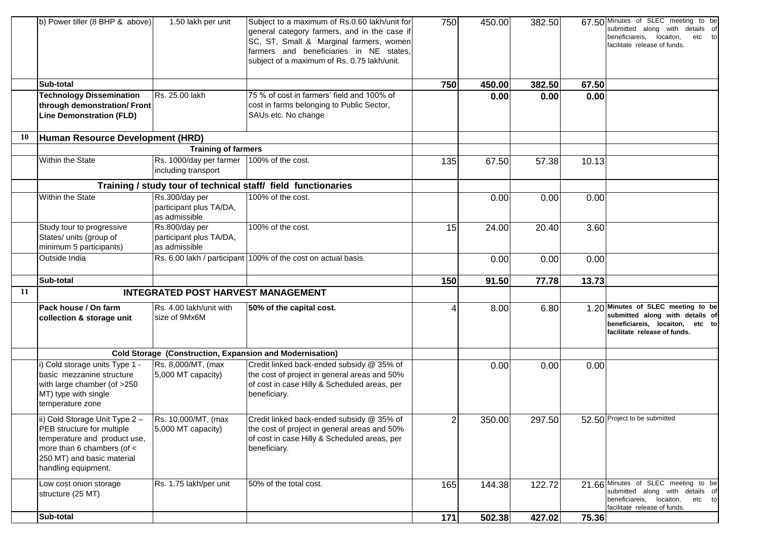| | | | | | | | | |
|---|---|---|---|---|---|---|---|---|
| | b) Power tiller (8 BHP & above) | 1.50 lakh per unit | Subject to a maximum of Rs.0.60 lakh/unit for general category farmers, and in the case if SC, ST, Small & Marginal farmers, women farmers and beneficiaries in NE states, subject of a maximum of Rs. 0.75 lakh/unit. | 750 | 450.00 | 382.50 | 67.50 | Minutes of SLEC meeting to be submitted along with details of beneficiareis, locaiton, etc to facilitate release of funds. |
| | **Sub-total** | | | **750** | **450.00** | **382.50** | **67.50** | |
| | **Technology Dissemination through demonstration/ Front Line Demonstration (FLD)** | Rs. 25.00 lakh | 75 % of cost in farmers' field and 100% of cost in farms belonging to Public Sector, SAUs etc. No change | | **0.00** | **0.00** | **0.00** | |
| **10** | **Human Resource Development (HRD)** | | | | | | | |
| | **Training of farmers** | | | | | | | |
| | Within the State | Rs. 1000/day per farmer including transport | 100% of the cost. | 135 | 67.50 | 57.38 | 10.13 | |
| | **Training / study tour of technical staff/ field functionaries** | | | | | | | |
| | Within the State | Rs.300/day per participant plus TA/DA, as admissible | 100% of the cost. | | 0.00 | 0.00 | 0.00 | |
| | Study tour to progressive States/ units (group of minimum 5 participants) | Rs.800/day per participant plus TA/DA, as admissible | 100% of the cost. | 15 | 24.00 | 20.40 | 3.60 | |
| | Outside India | Rs. 6.00 lakh / participant | 100% of the cost on actual basis. | | 0.00 | 0.00 | 0.00 | |
| | **Sub-total** | | | **150** | **91.50** | **77.78** | **13.73** | |
| **11** | **INTEGRATED POST HARVEST MANAGEMENT** | | | | | | | |
| | **Pack house / On farm collection & storage unit** | Rs. 4.00 lakh/unit with size of 9Mx6M | **50% of the capital cost.** | 4 | 8.00 | 6.80 | 1.20 | **Minutes of SLEC meeting to be submitted along with details of beneficiareis, locaiton, etc to facilitate release of funds.** |
| | **Cold Storage (Construction, Expansion and Modernisation)** | | | | | | | |
| | i) Cold storage units Type 1 - basic mezzanine structure with large chamber (of >250 MT) type with single temperature zone | Rs. 8,000/MT, (max 5,000 MT capacity) | Credit linked back-ended subsidy @ 35% of the cost of project in general areas and 50% of cost in case Hilly & Scheduled areas, per beneficiary. | | 0.00 | 0.00 | 0.00 | |
| | ii) Cold Storage Unit Type 2 – PEB structure for multiple temperature and product use, more than 6 chambers (of < 250 MT) and basic material handling equipment. | Rs. 10,000/MT, (max 5,000 MT capacity) | Credit linked back-ended subsidy @ 35% of the cost of project in general areas and 50% of cost in case Hilly & Scheduled areas, per beneficiary. | 2 | 350.00 | 297.50 | 52.50 | Project to be submitted |
| | Low cost onion storage structure (25 MT) | Rs. 1.75 lakh/per unit | 50% of the total cost. | 165 | 144.38 | 122.72 | 21.66 | Minutes of SLEC meeting to be submitted along with details of beneficiareis, locaiton, etc to facilitate release of funds. |
| | **Sub-total** | | | **171** | **502.38** | **427.02** | **75.36** | |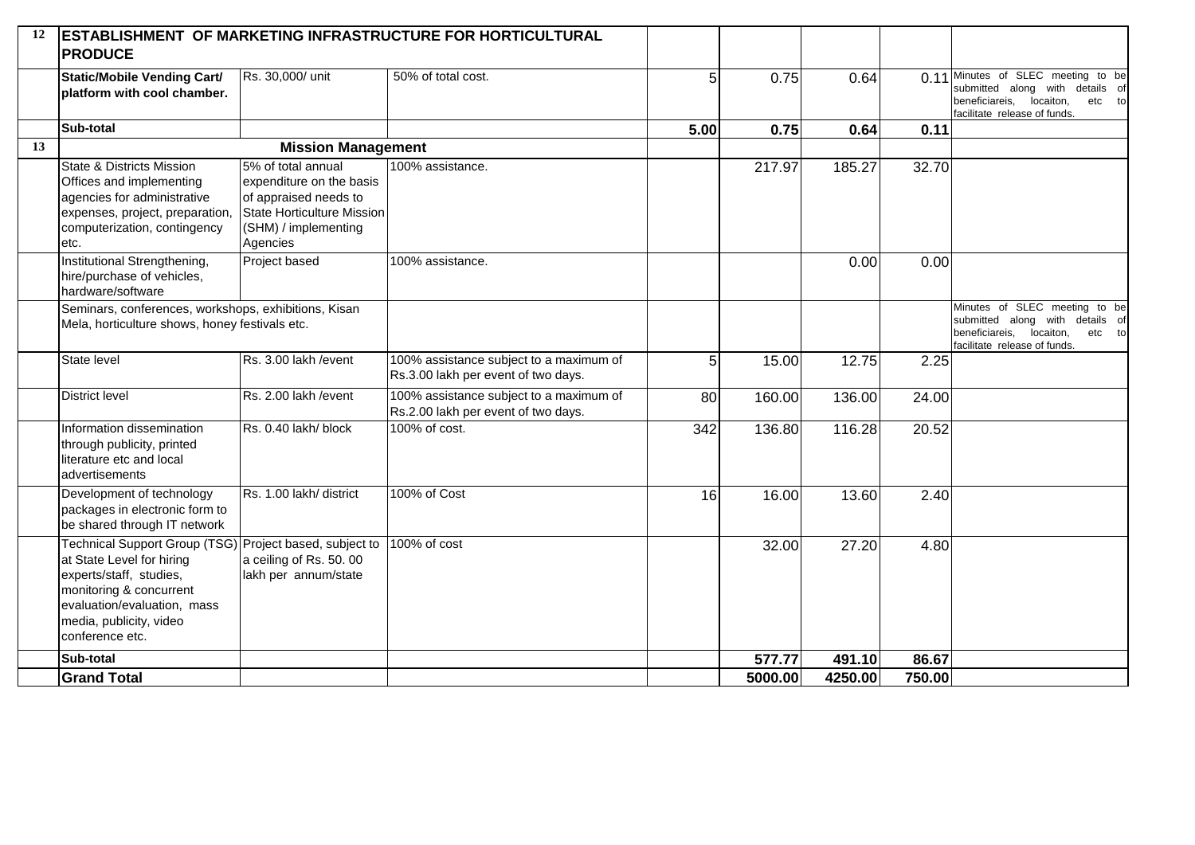| | | | | | | | | |
|---|---|---|---|---|---|---|---|---|
| 12 | **ESTABLISHMENT OF MARKETING INFRASTRUCTURE FOR HORTICULTURAL PRODUCE** | | | | | | | |
| | **Static/Mobile Vending Cart/ platform with cool chamber.** | Rs. 30,000/ unit | 50% of total cost. | 5 | 0.75 | 0.64 | 0.11 | Minutes of SLEC meeting to be submitted along with details of beneficiareis, locaiton, etc to facilitate release of funds. |
| | **Sub-total** | | | **5.00** | **0.75** | **0.64** | **0.11** | |
| 13 | | **Mission Management** | | | | | | |
| | State & Districts Mission Offices and implementing agencies for administrative expenses, project, preparation, computerization, contingency etc. | 5% of total annual expenditure on the basis of appraised needs to State Horticulture Mission (SHM) / implementing Agencies | 100% assistance. | | 217.97 | 185.27 | 32.70 | |
| | Institutional Strengthening, hire/purchase of vehicles, hardware/software | Project based | 100% assistance. | | | 0.00 | 0.00 | |
| | Seminars, conferences, workshops, exhibitions, Kisan Mela, horticulture shows, honey festivals etc. | | | | | | | Minutes of SLEC meeting to be submitted along with details of beneficiareis, locaiton, etc to facilitate release of funds. |
| | State level | Rs. 3.00 lakh /event | 100% assistance subject to a maximum of Rs.3.00 lakh per event of two days. | 5 | 15.00 | 12.75 | 2.25 | |
| | District level | Rs. 2.00 lakh /event | 100% assistance subject to a maximum of Rs.2.00 lakh per event of two days. | 80 | 160.00 | 136.00 | 24.00 | |
| | Information dissemination through publicity, printed literature etc and local advertisements | Rs. 0.40 lakh/ block | 100% of cost. | 342 | 136.80 | 116.28 | 20.52 | |
| | Development of technology packages in electronic form to be shared through IT network | Rs. 1.00 lakh/ district | 100% of Cost | 16 | 16.00 | 13.60 | 2.40 | |
| | Technical Support Group (TSG) at State Level for hiring experts/staff, studies, monitoring & concurrent evaluation/evaluation, mass media, publicity, video conference etc. | Project based, subject to a ceiling of Rs. 50. 00 lakh per annum/state | 100% of cost | | 32.00 | 27.20 | 4.80 | |
| | **Sub-total** | | | | **577.77** | **491.10** | **86.67** | |
| | **Grand Total** | | | | **5000.00** | **4250.00** | **750.00** | |